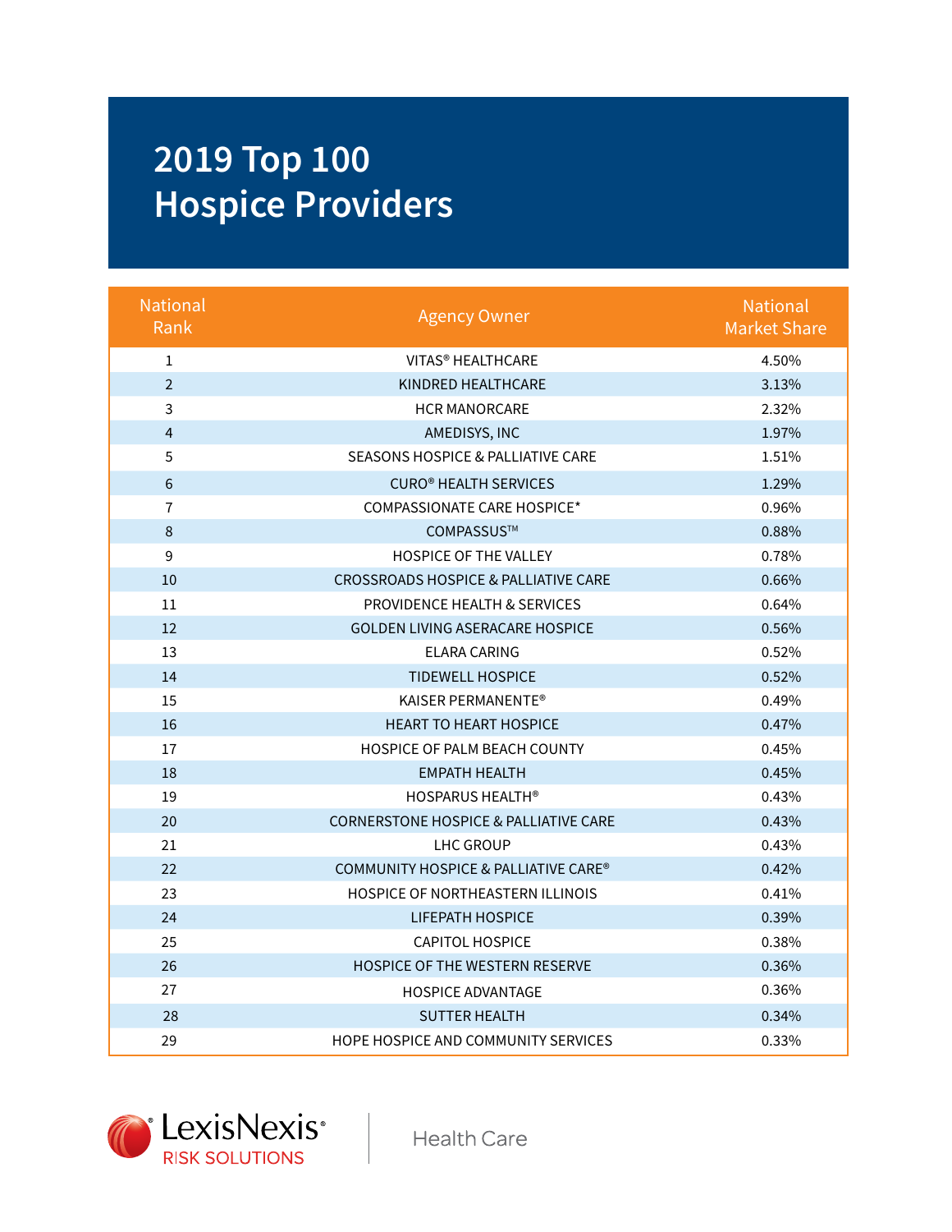# 2019 Top 100 Hospice Providers

| National Rank | Agency Owner | National Market Share |
|---|---|---|
| 1 | VITAS® HEALTHCARE | 4.50% |
| 2 | KINDRED HEALTHCARE | 3.13% |
| 3 | HCR MANORCARE | 2.32% |
| 4 | AMEDISYS, INC | 1.97% |
| 5 | SEASONS HOSPICE & PALLIATIVE CARE | 1.51% |
| 6 | CURO® HEALTH SERVICES | 1.29% |
| 7 | COMPASSIONATE CARE HOSPICE* | 0.96% |
| 8 | COMPASSUS™ | 0.88% |
| 9 | HOSPICE OF THE VALLEY | 0.78% |
| 10 | CROSSROADS HOSPICE & PALLIATIVE CARE | 0.66% |
| 11 | PROVIDENCE HEALTH & SERVICES | 0.64% |
| 12 | GOLDEN LIVING ASERACARE HOSPICE | 0.56% |
| 13 | ELARA CARING | 0.52% |
| 14 | TIDEWELL HOSPICE | 0.52% |
| 15 | KAISER PERMANENTE® | 0.49% |
| 16 | HEART TO HEART HOSPICE | 0.47% |
| 17 | HOSPICE OF PALM BEACH COUNTY | 0.45% |
| 18 | EMPATH HEALTH | 0.45% |
| 19 | HOSPARUS HEALTH® | 0.43% |
| 20 | CORNERSTONE HOSPICE & PALLIATIVE CARE | 0.43% |
| 21 | LHC GROUP | 0.43% |
| 22 | COMMUNITY HOSPICE & PALLIATIVE CARE® | 0.42% |
| 23 | HOSPICE OF NORTHEASTERN ILLINOIS | 0.41% |
| 24 | LIFEPATH HOSPICE | 0.39% |
| 25 | CAPITOL HOSPICE | 0.38% |
| 26 | HOSPICE OF THE WESTERN RESERVE | 0.36% |
| 27 | HOSPICE ADVANTAGE | 0.36% |
| 28 | SUTTER HEALTH | 0.34% |
| 29 | HOPE HOSPICE AND COMMUNITY SERVICES | 0.33% |

LexisNexis® RISK SOLUTIONS | Health Care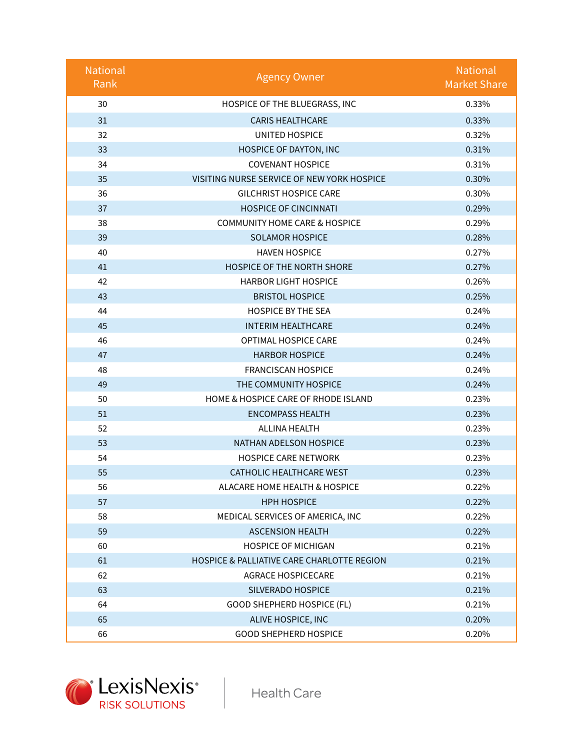| National Rank | Agency Owner | National Market Share |
| --- | --- | --- |
| 30 | HOSPICE OF THE BLUEGRASS, INC | 0.33% |
| 31 | CARIS HEALTHCARE | 0.33% |
| 32 | UNITED HOSPICE | 0.32% |
| 33 | HOSPICE OF DAYTON, INC | 0.31% |
| 34 | COVENANT HOSPICE | 0.31% |
| 35 | VISITING NURSE SERVICE OF NEW YORK HOSPICE | 0.30% |
| 36 | GILCHRIST HOSPICE CARE | 0.30% |
| 37 | HOSPICE OF CINCINNATI | 0.29% |
| 38 | COMMUNITY HOME CARE & HOSPICE | 0.29% |
| 39 | SOLAMOR HOSPICE | 0.28% |
| 40 | HAVEN HOSPICE | 0.27% |
| 41 | HOSPICE OF THE NORTH SHORE | 0.27% |
| 42 | HARBOR LIGHT HOSPICE | 0.26% |
| 43 | BRISTOL HOSPICE | 0.25% |
| 44 | HOSPICE BY THE SEA | 0.24% |
| 45 | INTERIM HEALTHCARE | 0.24% |
| 46 | OPTIMAL HOSPICE CARE | 0.24% |
| 47 | HARBOR HOSPICE | 0.24% |
| 48 | FRANCISCAN HOSPICE | 0.24% |
| 49 | THE COMMUNITY HOSPICE | 0.24% |
| 50 | HOME & HOSPICE CARE OF RHODE ISLAND | 0.23% |
| 51 | ENCOMPASS HEALTH | 0.23% |
| 52 | ALLINA HEALTH | 0.23% |
| 53 | NATHAN ADELSON HOSPICE | 0.23% |
| 54 | HOSPICE CARE NETWORK | 0.23% |
| 55 | CATHOLIC HEALTHCARE WEST | 0.23% |
| 56 | ALACARE HOME HEALTH & HOSPICE | 0.22% |
| 57 | HPH HOSPICE | 0.22% |
| 58 | MEDICAL SERVICES OF AMERICA, INC | 0.22% |
| 59 | ASCENSION HEALTH | 0.22% |
| 60 | HOSPICE OF MICHIGAN | 0.21% |
| 61 | HOSPICE & PALLIATIVE CARE CHARLOTTE REGION | 0.21% |
| 62 | AGRACE HOSPICECARE | 0.21% |
| 63 | SILVERADO HOSPICE | 0.21% |
| 64 | GOOD SHEPHERD HOSPICE (FL) | 0.21% |
| 65 | ALIVE HOSPICE, INC | 0.20% |
| 66 | GOOD SHEPHERD HOSPICE | 0.20% |

LexisNexis® RISK SOLUTIONS | Health Care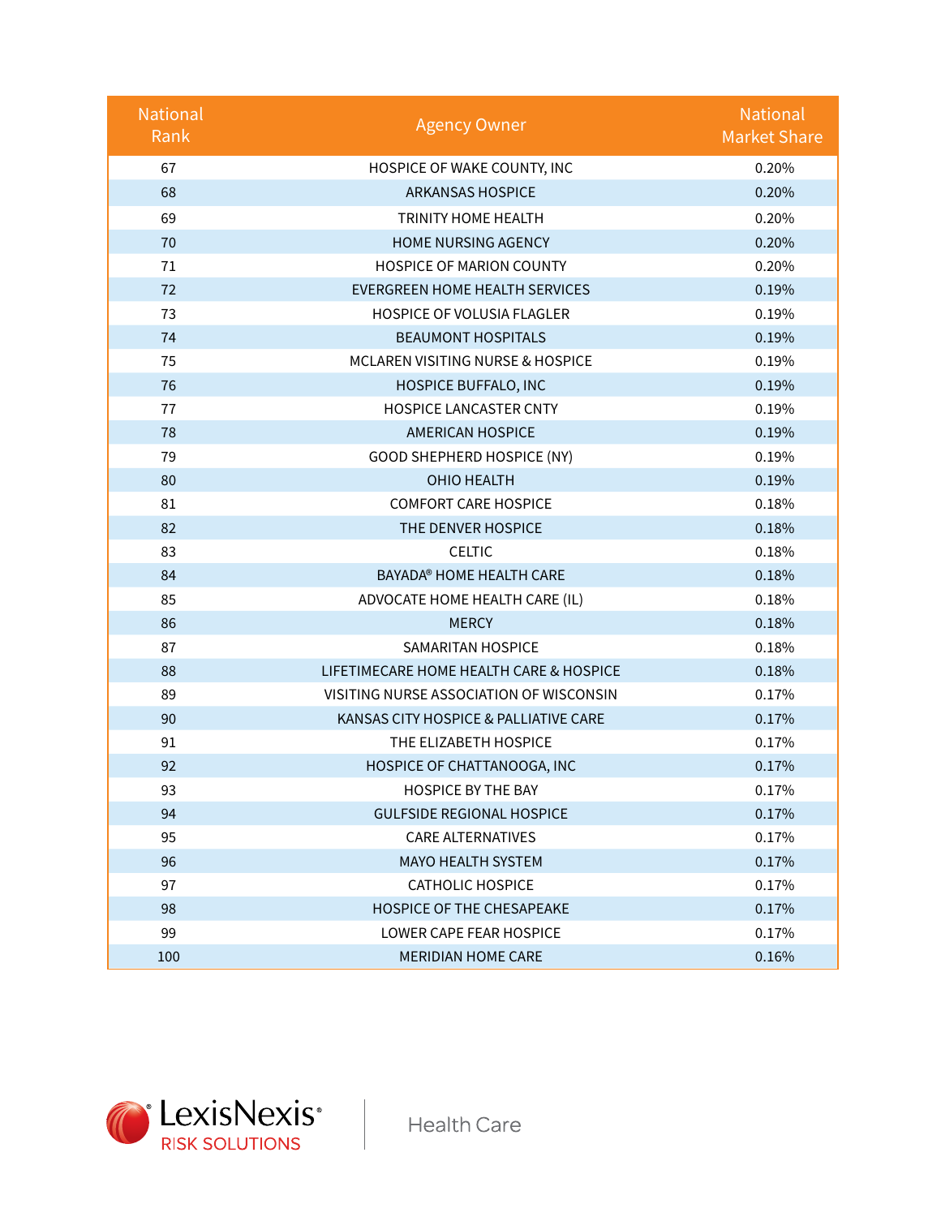| National Rank | Agency Owner | National Market Share |
|---|---|---|
| 67 | HOSPICE OF WAKE COUNTY, INC | 0.20% |
| 68 | ARKANSAS HOSPICE | 0.20% |
| 69 | TRINITY HOME HEALTH | 0.20% |
| 70 | HOME NURSING AGENCY | 0.20% |
| 71 | HOSPICE OF MARION COUNTY | 0.20% |
| 72 | EVERGREEN HOME HEALTH SERVICES | 0.19% |
| 73 | HOSPICE OF VOLUSIA FLAGLER | 0.19% |
| 74 | BEAUMONT HOSPITALS | 0.19% |
| 75 | MCLAREN VISITING NURSE & HOSPICE | 0.19% |
| 76 | HOSPICE BUFFALO, INC | 0.19% |
| 77 | HOSPICE LANCASTER CNTY | 0.19% |
| 78 | AMERICAN HOSPICE | 0.19% |
| 79 | GOOD SHEPHERD HOSPICE (NY) | 0.19% |
| 80 | OHIO HEALTH | 0.19% |
| 81 | COMFORT CARE HOSPICE | 0.18% |
| 82 | THE DENVER HOSPICE | 0.18% |
| 83 | CELTIC | 0.18% |
| 84 | BAYADA® HOME HEALTH CARE | 0.18% |
| 85 | ADVOCATE HOME HEALTH CARE (IL) | 0.18% |
| 86 | MERCY | 0.18% |
| 87 | SAMARITAN HOSPICE | 0.18% |
| 88 | LIFETIMECARE HOME HEALTH CARE & HOSPICE | 0.18% |
| 89 | VISITING NURSE ASSOCIATION OF WISCONSIN | 0.17% |
| 90 | KANSAS CITY HOSPICE & PALLIATIVE CARE | 0.17% |
| 91 | THE ELIZABETH HOSPICE | 0.17% |
| 92 | HOSPICE OF CHATTANOOGA, INC | 0.17% |
| 93 | HOSPICE BY THE BAY | 0.17% |
| 94 | GULFSIDE REGIONAL HOSPICE | 0.17% |
| 95 | CARE ALTERNATIVES | 0.17% |
| 96 | MAYO HEALTH SYSTEM | 0.17% |
| 97 | CATHOLIC HOSPICE | 0.17% |
| 98 | HOSPICE OF THE CHESAPEAKE | 0.17% |
| 99 | LOWER CAPE FEAR HOSPICE | 0.17% |
| 100 | MERIDIAN HOME CARE | 0.16% |

LexisNexis® RISK SOLUTIONS | Health Care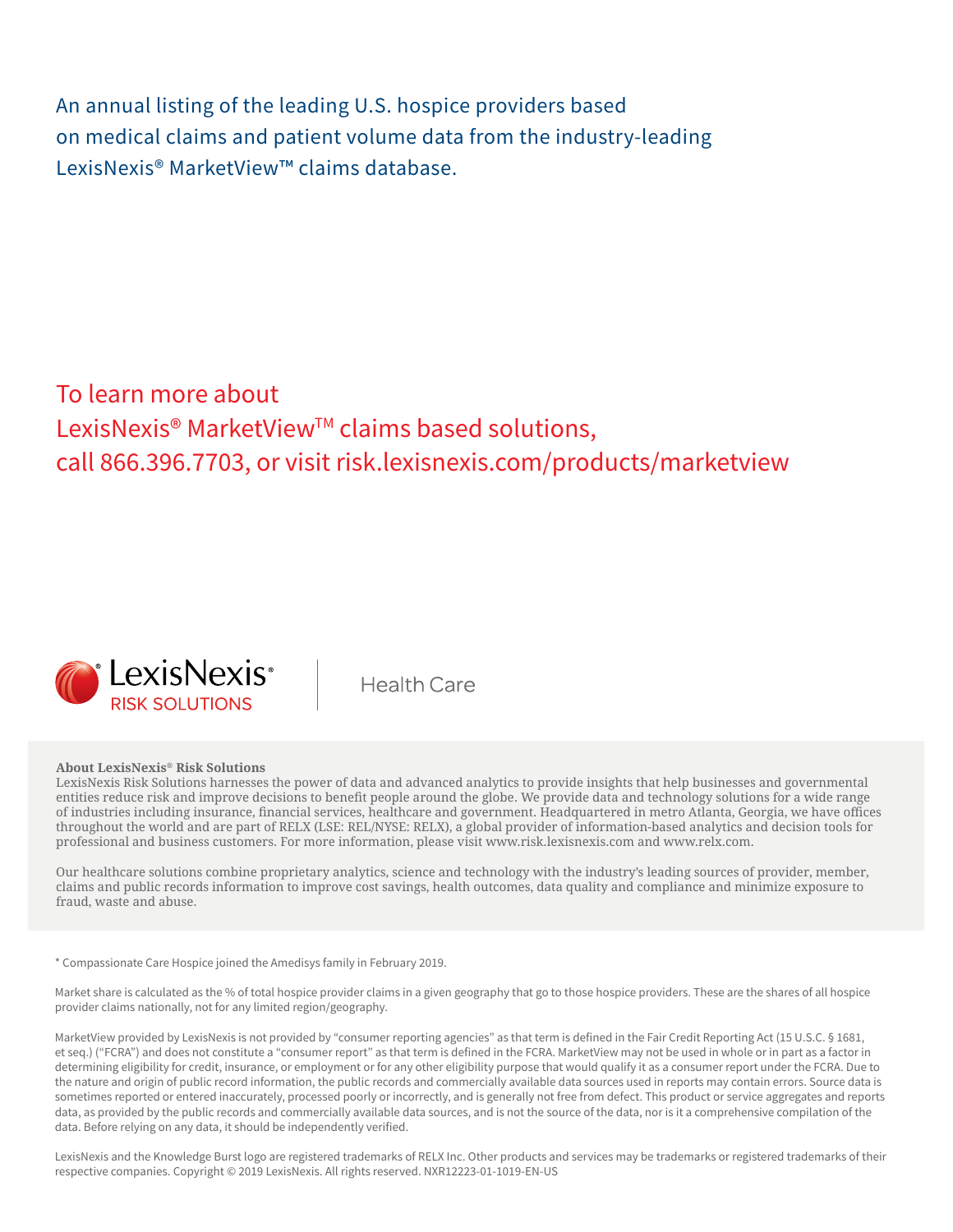An annual listing of the leading U.S. hospice providers based on medical claims and patient volume data from the industry-leading LexisNexis® MarketView™ claims database.

To learn more about LexisNexis® MarketView™ claims based solutions, call 866.396.7703, or visit risk.lexisnexis.com/products/marketview

LexisNexis® RISK SOLUTIONS | Health Care

**About LexisNexis® Risk Solutions**
LexisNexis Risk Solutions harnesses the power of data and advanced analytics to provide insights that help businesses and governmental entities reduce risk and improve decisions to benefit people around the globe. We provide data and technology solutions for a wide range of industries including insurance, financial services, healthcare and government. Headquartered in metro Atlanta, Georgia, we have offices throughout the world and are part of RELX (LSE: REL/NYSE: RELX), a global provider of information-based analytics and decision tools for professional and business customers. For more information, please visit www.risk.lexisnexis.com and www.relx.com.

Our healthcare solutions combine proprietary analytics, science and technology with the industry's leading sources of provider, member, claims and public records information to improve cost savings, health outcomes, data quality and compliance and minimize exposure to fraud, waste and abuse.

* Compassionate Care Hospice joined the Amedisys family in February 2019.

Market share is calculated as the % of total hospice provider claims in a given geography that go to those hospice providers. These are the shares of all hospice provider claims nationally, not for any limited region/geography.

MarketView provided by LexisNexis is not provided by "consumer reporting agencies" as that term is defined in the Fair Credit Reporting Act (15 U.S.C. § 1681, et seq.) ("FCRA") and does not constitute a "consumer report" as that term is defined in the FCRA. MarketView may not be used in whole or in part as a factor in determining eligibility for credit, insurance, or employment or for any other eligibility purpose that would qualify it as a consumer report under the FCRA. Due to the nature and origin of public record information, the public records and commercially available data sources used in reports may contain errors. Source data is sometimes reported or entered inaccurately, processed poorly or incorrectly, and is generally not free from defect. This product or service aggregates and reports data, as provided by the public records and commercially available data sources, and is not the source of the data, nor is it a comprehensive compilation of the data. Before relying on any data, it should be independently verified.

LexisNexis and the Knowledge Burst logo are registered trademarks of RELX Inc. Other products and services may be trademarks or registered trademarks of their respective companies. Copyright © 2019 LexisNexis. All rights reserved. NXR12223-01-1019-EN-US